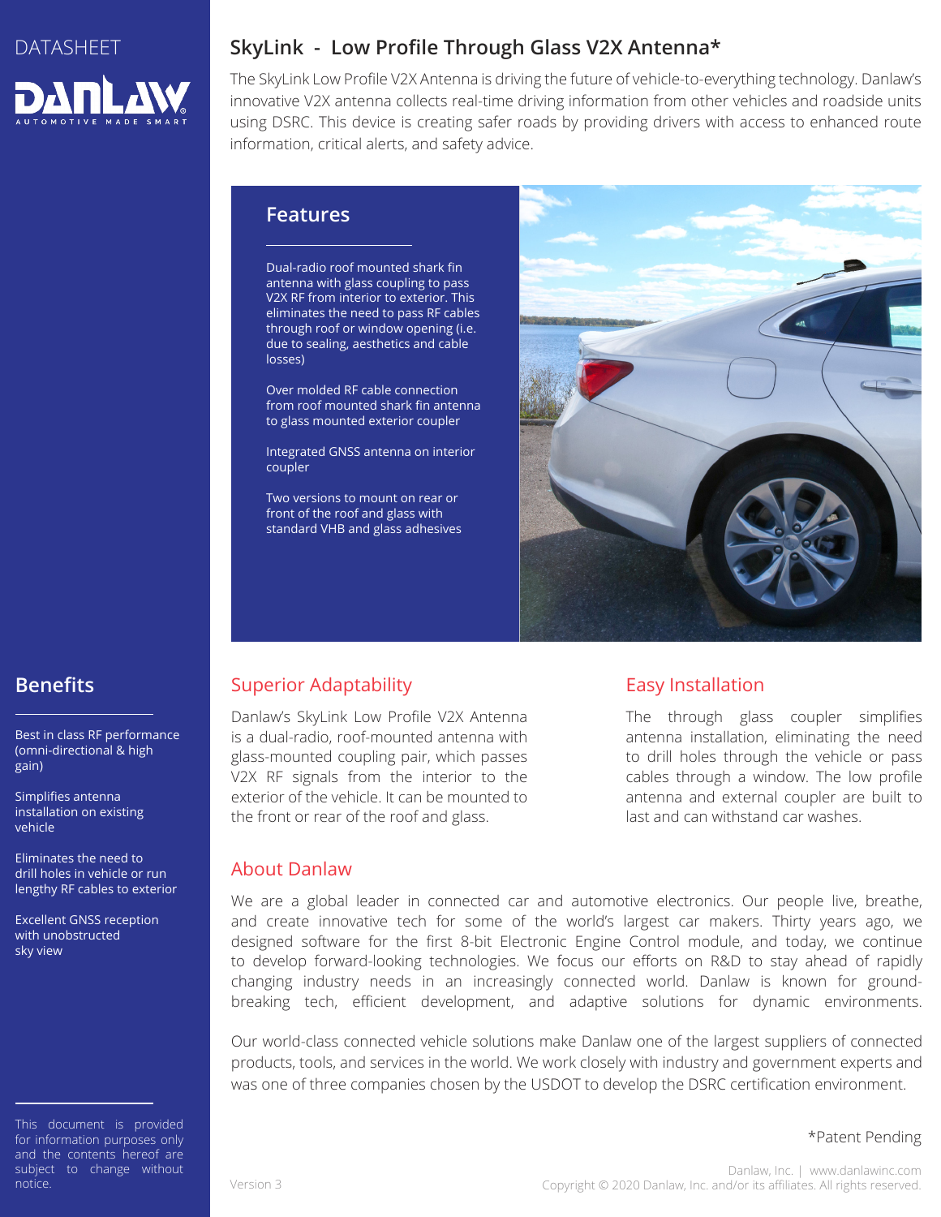DATASHEET

# SkyLink - Low Profile Through Glass V2X Antenna*

The SkyLink Low Profile V2X Antenna is driving the future of vehicle-to-everything technology. Danlaw's innovative V2X antenna collects real-time driving information from other vehicles and roadside units using DSRC. This device is creating safer roads by providing drivers with access to enhanced route information, critical alerts, and safety advice.

## Features

Dual-radio roof mounted shark fin antenna with glass coupling to pass V2X RF from interior to exterior. This eliminates the need to pass RF cables through roof or window opening (i.e. due to sealing, aesthetics and cable losses)

Over molded RF cable connection from roof mounted shark fin antenna to glass mounted exterior coupler

Integrated GNSS antenna on interior coupler

Two versions to mount on rear or front of the roof and glass with standard VHB and glass adhesives

## Benefits

Best in class RF performance (omni-directional & high gain)

Simplifies antenna installation on existing vehicle

Eliminates the need to drill holes in vehicle or run lengthy RF cables to exterior

Excellent GNSS reception with unobstructed sky view

## Superior Adaptability

Danlaw's SkyLink Low Profile V2X Antenna is a dual-radio, roof-mounted antenna with glass-mounted coupling pair, which passes V2X RF signals from the interior to the exterior of the vehicle. It can be mounted to the front or rear of the roof and glass.

## Easy Installation

The through glass coupler simplifies antenna installation, eliminating the need to drill holes through the vehicle or pass cables through a window. The low profile antenna and external coupler are built to last and can withstand car washes.

## About Danlaw

We are a global leader in connected car and automotive electronics. Our people live, breathe, and create innovative tech for some of the world's largest car makers. Thirty years ago, we designed software for the first 8-bit Electronic Engine Control module, and today, we continue to develop forward-looking technologies. We focus our efforts on R&D to stay ahead of rapidly changing industry needs in an increasingly connected world. Danlaw is known for ground-breaking tech, efficient development, and adaptive solutions for dynamic environments.

Our world-class connected vehicle solutions make Danlaw one of the largest suppliers of connected products, tools, and services in the world. We work closely with industry and government experts and was one of three companies chosen by the USDOT to develop the DSRC certification environment.

*Patent Pending

This document is provided for information purposes only and the contents hereof are subject to change without notice.

Version 3

Danlaw, Inc. | www.danlawinc.com
Copyright © 2020 Danlaw, Inc. and/or its affiliates. All rights reserved.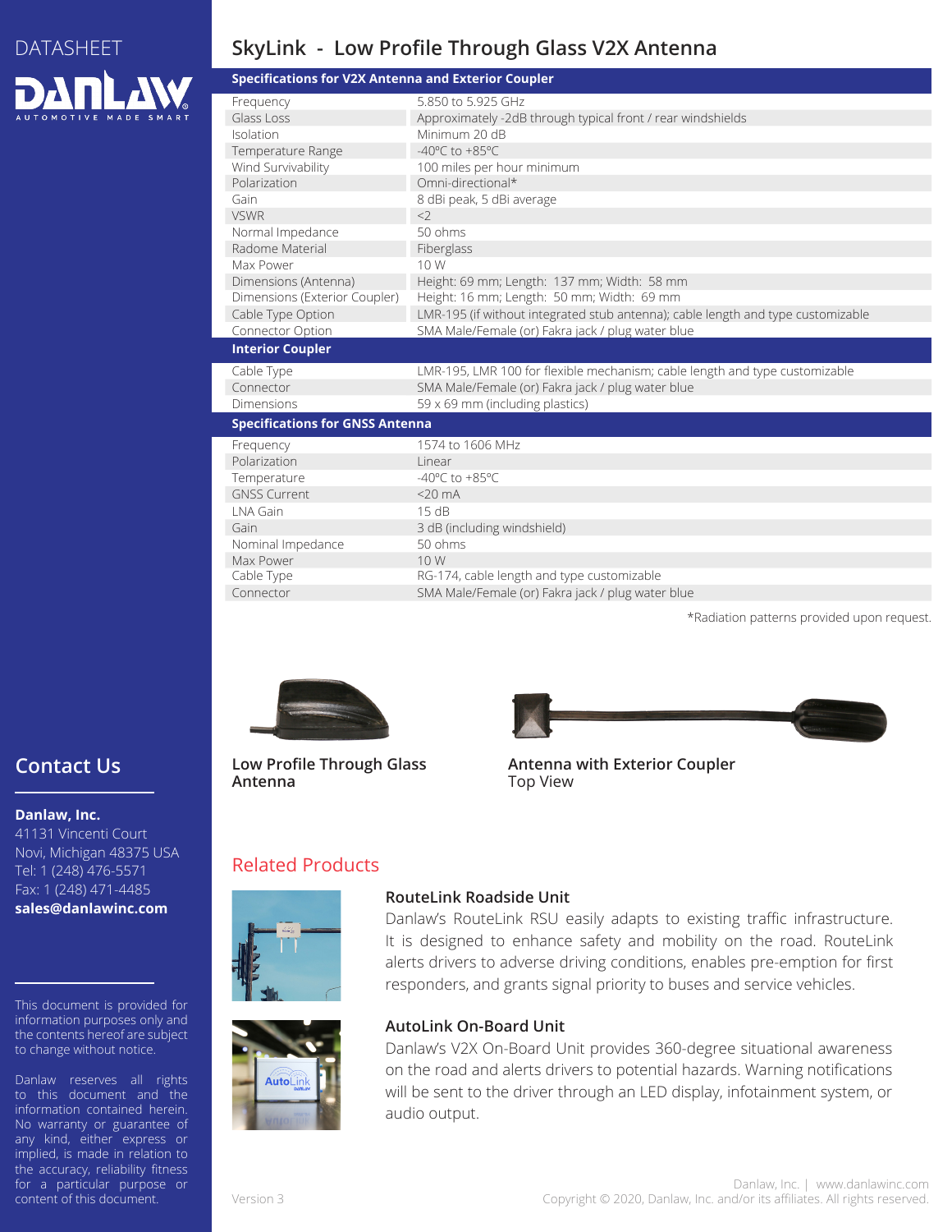# SkyLink - Low Profile Through Glass V2X Antenna

DATASHEET

| Specifications for V2X Antenna and Exterior Coupler | |
|---|---|
| Frequency | 5.850 to 5.925 GHz |
| Glass Loss | Approximately -2dB through typical front / rear windshields |
| Isolation | Minimum 20 dB |
| Temperature Range | -40°C to +85°C |
| Wind Survivability | 100 miles per hour minimum |
| Polarization | Omni-directional* |
| Gain | 8 dBi peak, 5 dBi average |
| VSWR | <2 |
| Normal Impedance | 50 ohms |
| Radome Material | Fiberglass |
| Max Power | 10 W |
| Dimensions (Antenna) | Height: 69 mm; Length: 137 mm; Width: 58 mm |
| Dimensions (Exterior Coupler) | Height: 16 mm; Length: 50 mm; Width: 69 mm |
| Cable Type Option | LMR-195 (if without integrated stub antenna); cable length and type customizable |
| Connector Option | SMA Male/Female (or) Fakra jack / plug water blue |
| **Interior Coupler** | |
| Cable Type | LMR-195, LMR 100 for flexible mechanism; cable length and type customizable |
| Connector | SMA Male/Female (or) Fakra jack / plug water blue |
| Dimensions | 59 x 69 mm (including plastics) |
| **Specifications for GNSS Antenna** | |
| Frequency | 1574 to 1606 MHz |
| Polarization | Linear |
| Temperature | -40°C to +85°C |
| GNSS Current | <20 mA |
| LNA Gain | 15 dB |
| Gain | 3 dB (including windshield) |
| Nominal Impedance | 50 ohms |
| Max Power | 10 W |
| Cable Type | RG-174, cable length and type customizable |
| Connector | SMA Male/Female (or) Fakra jack / plug water blue |

*Radiation patterns provided upon request.

**Low Profile Through Glass Antenna**

**Antenna with Exterior Coupler**
Top View

## Related Products

### RouteLink Roadside Unit

Danlaw's RouteLink RSU easily adapts to existing traffic infrastructure. It is designed to enhance safety and mobility on the road. RouteLink alerts drivers to adverse driving conditions, enables pre-emption for first responders, and grants signal priority to buses and service vehicles.

### AutoLink On-Board Unit

Danlaw's V2X On-Board Unit provides 360-degree situational awareness on the road and alerts drivers to potential hazards. Warning notifications will be sent to the driver through an LED display, infotainment system, or audio output.

## Contact Us

**Danlaw, Inc.**
41131 Vincenti Court
Novi, Michigan 48375 USA
Tel: 1 (248) 476-5571
Fax: 1 (248) 471-4485
**sales@danlawinc.com**

This document is provided for information purposes only and the contents hereof are subject to change without notice.

Danlaw reserves all rights to this document and the information contained herein. No warranty or guarantee of any kind, either express or implied, is made in relation to the accuracy, reliability fitness for a particular purpose or content of this document.

Version 3

Danlaw, Inc. | www.danlawinc.com
Copyright © 2020, Danlaw, Inc. and/or its affiliates. All rights reserved.